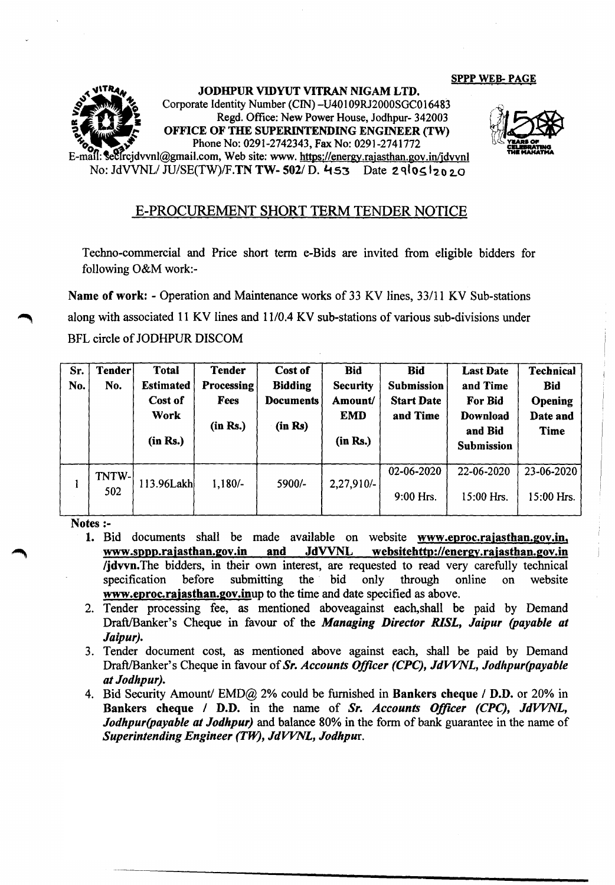SPPP WEB- PAGE

**JODHPUR VIDYUT VITRAN NIGAM LTD.**
Corporate Identity Number (CIN) -U40109RJ2000SGC016483
Regd. Office: New Power House, Jodhpur- 342003
**OFFICE OF THE SUPERINTENDING ENGINEER (TW)**
Phone No: 0291-2742343, Fax No: 0291-2741772
E-mail: secrcjdvvnl@gmail.com, Web site: www. https://energy.rajasthan.gov.in/jdvvnl
No: JdVVNL/ JU/SE(TW)/F.**TN TW- 502**/ D. 453 Date 29/05/2020

## E-PROCUREMENT SHORT TERM TENDER NOTICE

Techno-commercial and Price short term e-Bids are invited from eligible bidders for following O&M work:-

**Name of work:** - Operation and Maintenance works of 33 KV lines, 33/11 KV Sub-stations along with associated 11 KV lines and 11/0.4 KV sub-stations of various sub-divisions under BFL circle of JODHPUR DISCOM

| Sr. No. | Tender No. | Total Estimated Cost of Work (in Rs.) | Tender Processing Fees (in Rs.) | Cost of Bidding Documents (in Rs) | Bid Security Amount/ EMD (in Rs.) | Bid Submission Start Date and Time | Last Date and Time For Bid Download and Bid Submission | Technical Bid Opening Date and Time |
|---|---|---|---|---|---|---|---|---|
| 1 | TNTW-502 | 113.96Lakh | 1,180/- | 5900/- | 2,27,910/- | 02-06-2020 9:00 Hrs. | 22-06-2020 15:00 Hrs. | 23-06-2020 15:00 Hrs. |

**Notes :-**

1. Bid documents shall be made available on website **www.eproc.rajasthan.gov.in, www.sppp.rajasthan.gov.in and JdVVNL websitehttp://energy.rajasthan.gov.in /jdvvn**.The bidders, in their own interest, are requested to read very carefully technical specification before submitting the bid only through online on website **www.eproc.rajasthan.gov.in**up to the time and date specified as above.
2. Tender processing fee, as mentioned aboveagainst each,shall be paid by Demand Draft/Banker's Cheque in favour of the ***Managing Director RISL, Jaipur (payable at Jaipur).***
3. Tender document cost, as mentioned above against each, shall be paid by Demand Draft/Banker's Cheque in favour of ***Sr. Accounts Officer (CPC), JdVVNL, Jodhpur(payable at Jodhpur).***
4. Bid Security Amount/ EMD@ 2% could be furnished in **Bankers cheque / D.D.** or 20% in **Bankers cheque / D.D.** in the name of ***Sr. Accounts Officer (CPC), JdVVNL, Jodhpur(payable at Jodhpur)*** and balance 80% in the form of bank guarantee in the name of ***Superintending Engineer (TW), JdVVNL, Jodhpur***.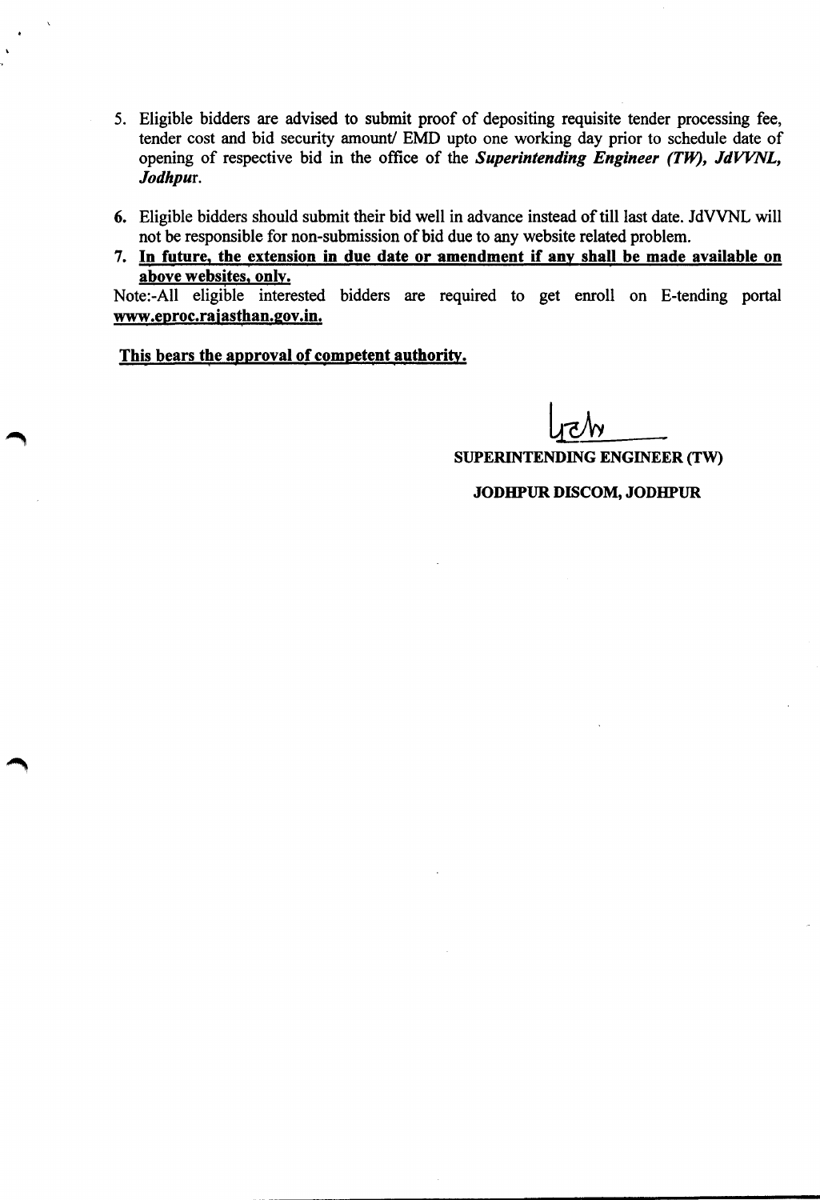5. Eligible bidders are advised to submit proof of depositing requisite tender processing fee, tender cost and bid security amount/ EMD upto one working day prior to schedule date of opening of respective bid in the office of the ***Superintending Engineer (TW), JdVVNL, Jodhpur***.

6. Eligible bidders should submit their bid well in advance instead of till last date. JdVVNL will not be responsible for non-submission of bid due to any website related problem.

7. **In future, the extension in due date or amendment if any shall be made available on above websites, only.**

Note:-All eligible interested bidders are required to get enroll on E-tending portal **www.eproc.rajasthan.gov.in.**

**This bears the approval of competent authority.**

**SUPERINTENDING ENGINEER (TW)**

**JODHPUR DISCOM, JODHPUR**